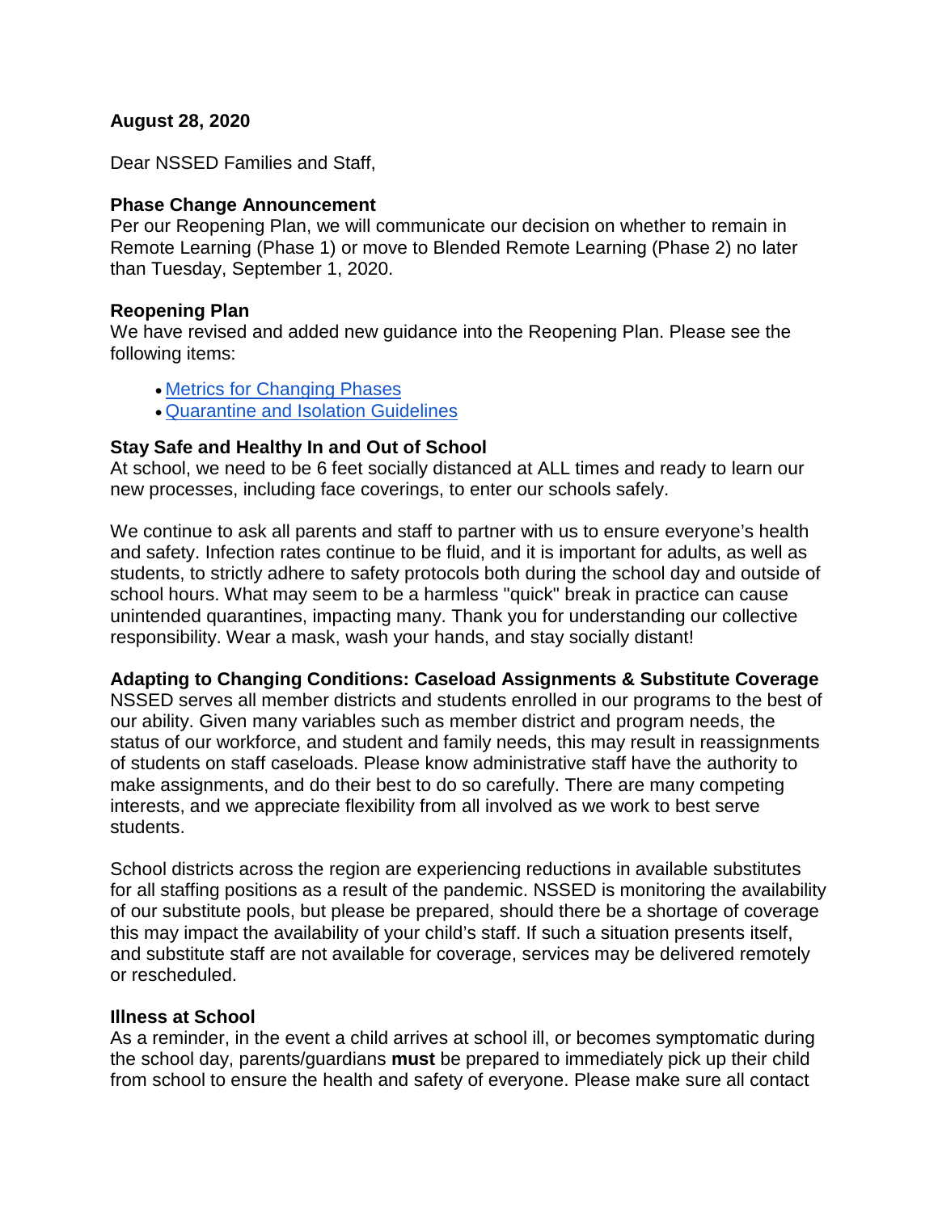**August 28, 2020**

Dear NSSED Families and Staff,

**Phase Change Announcement**
Per our Reopening Plan, we will communicate our decision on whether to remain in Remote Learning (Phase 1) or move to Blended Remote Learning (Phase 2) no later than Tuesday, September 1, 2020.

**Reopening Plan**
We have revised and added new guidance into the Reopening Plan. Please see the following items:

- Metrics for Changing Phases
- Quarantine and Isolation Guidelines

**Stay Safe and Healthy In and Out of School**
At school, we need to be 6 feet socially distanced at ALL times and ready to learn our new processes, including face coverings, to enter our schools safely.

We continue to ask all parents and staff to partner with us to ensure everyone's health and safety. Infection rates continue to be fluid, and it is important for adults, as well as students, to strictly adhere to safety protocols both during the school day and outside of school hours. What may seem to be a harmless "quick" break in practice can cause unintended quarantines, impacting many. Thank you for understanding our collective responsibility. Wear a mask, wash your hands, and stay socially distant!

**Adapting to Changing Conditions: Caseload Assignments & Substitute Coverage**
NSSED serves all member districts and students enrolled in our programs to the best of our ability. Given many variables such as member district and program needs, the status of our workforce, and student and family needs, this may result in reassignments of students on staff caseloads. Please know administrative staff have the authority to make assignments, and do their best to do so carefully. There are many competing interests, and we appreciate flexibility from all involved as we work to best serve students.

School districts across the region are experiencing reductions in available substitutes for all staffing positions as a result of the pandemic. NSSED is monitoring the availability of our substitute pools, but please be prepared, should there be a shortage of coverage this may impact the availability of your child's staff. If such a situation presents itself, and substitute staff are not available for coverage, services may be delivered remotely or rescheduled.

**Illness at School**
As a reminder, in the event a child arrives at school ill, or becomes symptomatic during the school day, parents/guardians **must** be prepared to immediately pick up their child from school to ensure the health and safety of everyone. Please make sure all contact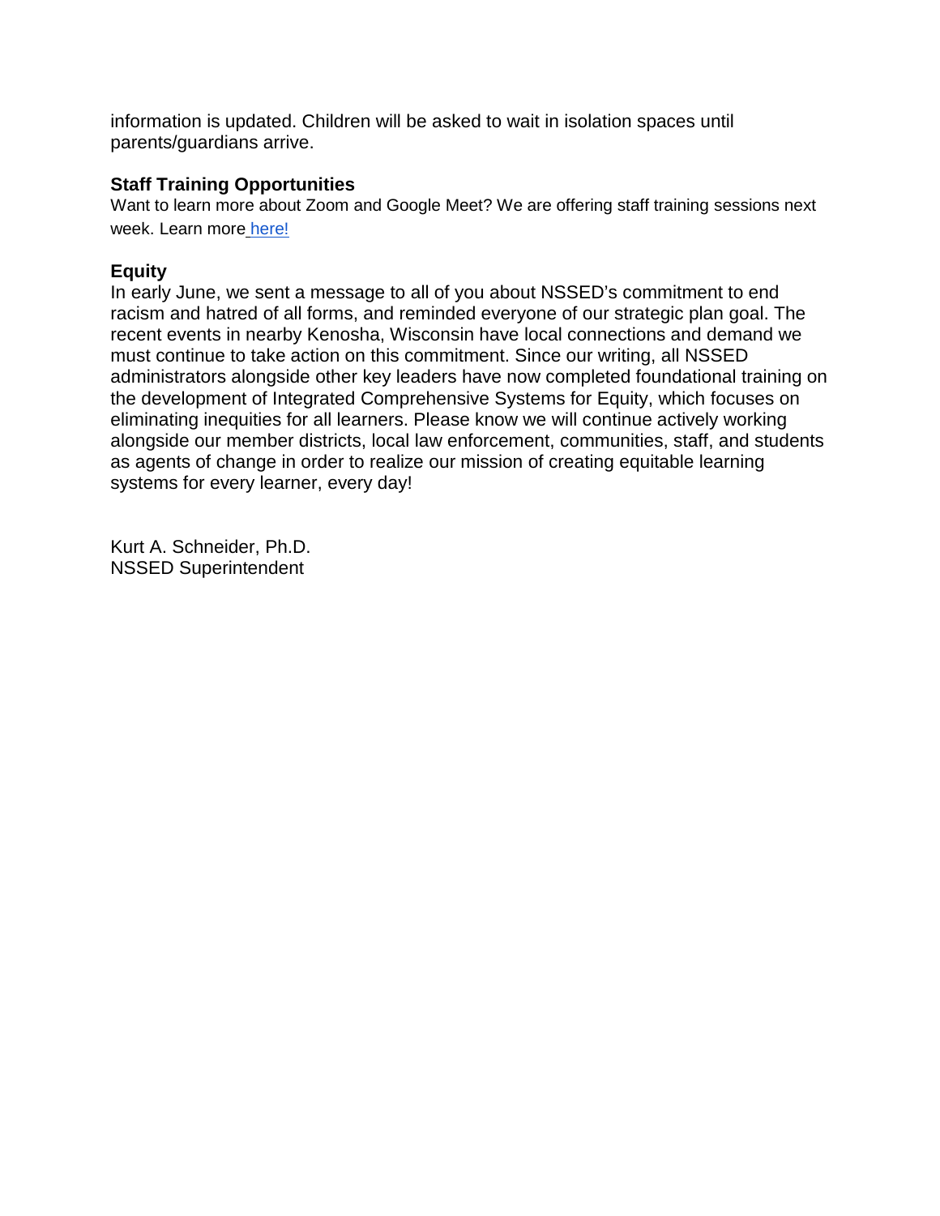information is updated. Children will be asked to wait in isolation spaces until parents/guardians arrive.

**Staff Training Opportunities**

Want to learn more about Zoom and Google Meet? We are offering staff training sessions next week. Learn more here!

**Equity**

In early June, we sent a message to all of you about NSSED's commitment to end racism and hatred of all forms, and reminded everyone of our strategic plan goal. The recent events in nearby Kenosha, Wisconsin have local connections and demand we must continue to take action on this commitment. Since our writing, all NSSED administrators alongside other key leaders have now completed foundational training on the development of Integrated Comprehensive Systems for Equity, which focuses on eliminating inequities for all learners. Please know we will continue actively working alongside our member districts, local law enforcement, communities, staff, and students as agents of change in order to realize our mission of creating equitable learning systems for every learner, every day!

Kurt A. Schneider, Ph.D.
NSSED Superintendent